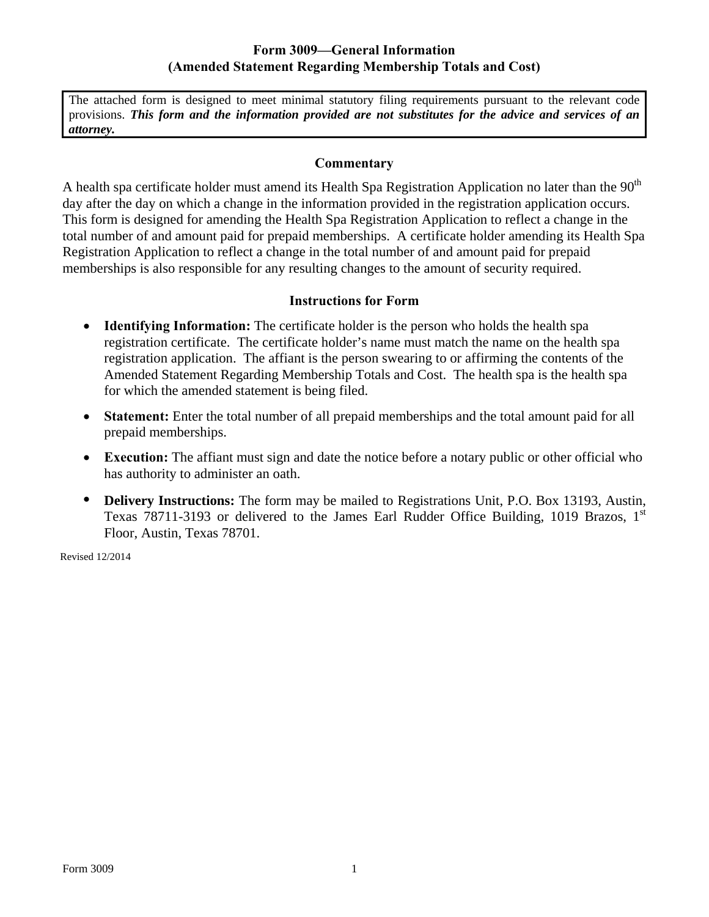# Form 3009—General Information
## (Amended Statement Regarding Membership Totals and Cost)

> The attached form is designed to meet minimal statutory filing requirements pursuant to the relevant code provisions. ***This form and the information provided are not substitutes for the advice and services of an attorney.***

### Commentary

A health spa certificate holder must amend its Health Spa Registration Application no later than the 90th day after the day on which a change in the information provided in the registration application occurs. This form is designed for amending the Health Spa Registration Application to reflect a change in the total number of and amount paid for prepaid memberships. A certificate holder amending its Health Spa Registration Application to reflect a change in the total number of and amount paid for prepaid memberships is also responsible for any resulting changes to the amount of security required.

### Instructions for Form

- **Identifying Information:** The certificate holder is the person who holds the health spa registration certificate. The certificate holder's name must match the name on the health spa registration application. The affiant is the person swearing to or affirming the contents of the Amended Statement Regarding Membership Totals and Cost. The health spa is the health spa for which the amended statement is being filed.
- **Statement:** Enter the total number of all prepaid memberships and the total amount paid for all prepaid memberships.
- **Execution:** The affiant must sign and date the notice before a notary public or other official who has authority to administer an oath.
- **Delivery Instructions:** The form may be mailed to Registrations Unit, P.O. Box 13193, Austin, Texas 78711-3193 or delivered to the James Earl Rudder Office Building, 1019 Brazos, 1st Floor, Austin, Texas 78701.

Revised 12/2014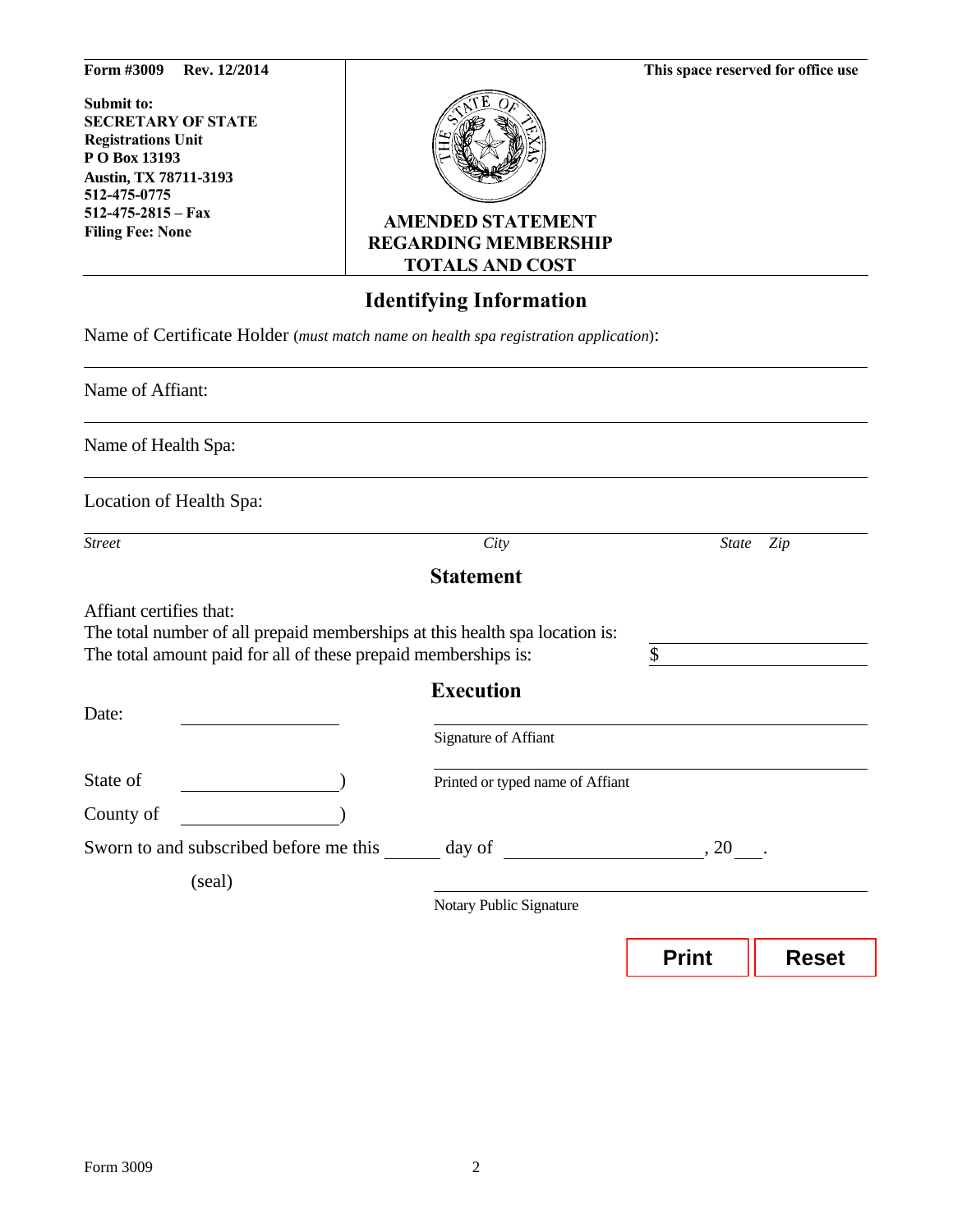**Form #3009 Rev. 12/2014**

**Submit to:**
**SECRETARY OF STATE**
**Registrations Unit**
**P O Box 13193**
**Austin, TX 78711-3193**
**512-475-0775**
**512-475-2815 – Fax**
**Filing Fee: None**

**This space reserved for office use**

# AMENDED STATEMENT REGARDING MEMBERSHIP TOTALS AND COST

## Identifying Information

Name of Certificate Holder (*must match name on health spa registration application*):

_______________________________________________

Name of Affiant:

_______________________________________________

Name of Health Spa:

_______________________________________________

Location of Health Spa:

_______________________________________________

*Street* *City* *State* *Zip*

## Statement

Affiant certifies that:

The total number of all prepaid memberships at this health spa location is: ______________

The total amount paid for all of these prepaid memberships is: $______________

## Execution

Date: ______________

_______________________________
Signature of Affiant

State of ______________ )

_______________________________
Printed or typed name of Affiant

County of ______________ )

Sworn to and subscribed before me this ______ day of ________________, 20___.

(seal)

_______________________________
Notary Public Signature

Print Reset

Form 3009